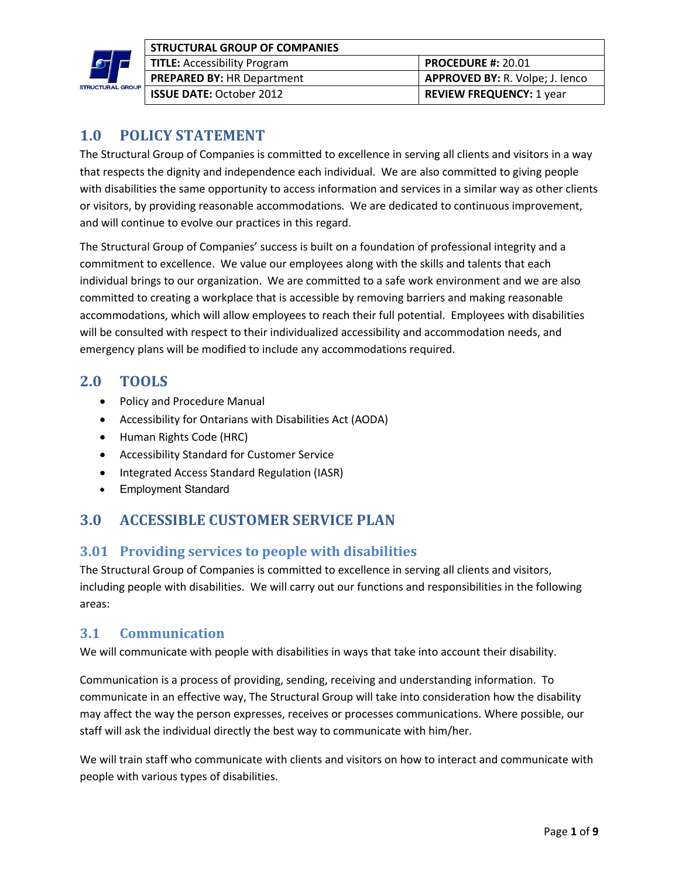| STRUCTURAL GROUP OF COMPANIES | |
|---|---|
| **TITLE:** Accessibility Program | **PROCEDURE #:** 20.01 |
| **PREPARED BY:** HR Department | **APPROVED BY:** R. Volpe; J. Ienco |
| **ISSUE DATE:** October 2012 | **REVIEW FREQUENCY:** 1 year |

# 1.0 POLICY STATEMENT

The Structural Group of Companies is committed to excellence in serving all clients and visitors in a way that respects the dignity and independence each individual. We are also committed to giving people with disabilities the same opportunity to access information and services in a similar way as other clients or visitors, by providing reasonable accommodations. We are dedicated to continuous improvement, and will continue to evolve our practices in this regard.

The Structural Group of Companies' success is built on a foundation of professional integrity and a commitment to excellence. We value our employees along with the skills and talents that each individual brings to our organization. We are committed to a safe work environment and we are also committed to creating a workplace that is accessible by removing barriers and making reasonable accommodations, which will allow employees to reach their full potential. Employees with disabilities will be consulted with respect to their individualized accessibility and accommodation needs, and emergency plans will be modified to include any accommodations required.

# 2.0 TOOLS

- Policy and Procedure Manual
- Accessibility for Ontarians with Disabilities Act (AODA)
- Human Rights Code (HRC)
- Accessibility Standard for Customer Service
- Integrated Access Standard Regulation (IASR)
- Employment Standard

# 3.0 ACCESSIBLE CUSTOMER SERVICE PLAN

## 3.01 Providing services to people with disabilities

The Structural Group of Companies is committed to excellence in serving all clients and visitors, including people with disabilities. We will carry out our functions and responsibilities in the following areas:

## 3.1 Communication

We will communicate with people with disabilities in ways that take into account their disability.

Communication is a process of providing, sending, receiving and understanding information. To communicate in an effective way, The Structural Group will take into consideration how the disability may affect the way the person expresses, receives or processes communications. Where possible, our staff will ask the individual directly the best way to communicate with him/her.

We will train staff who communicate with clients and visitors on how to interact and communicate with people with various types of disabilities.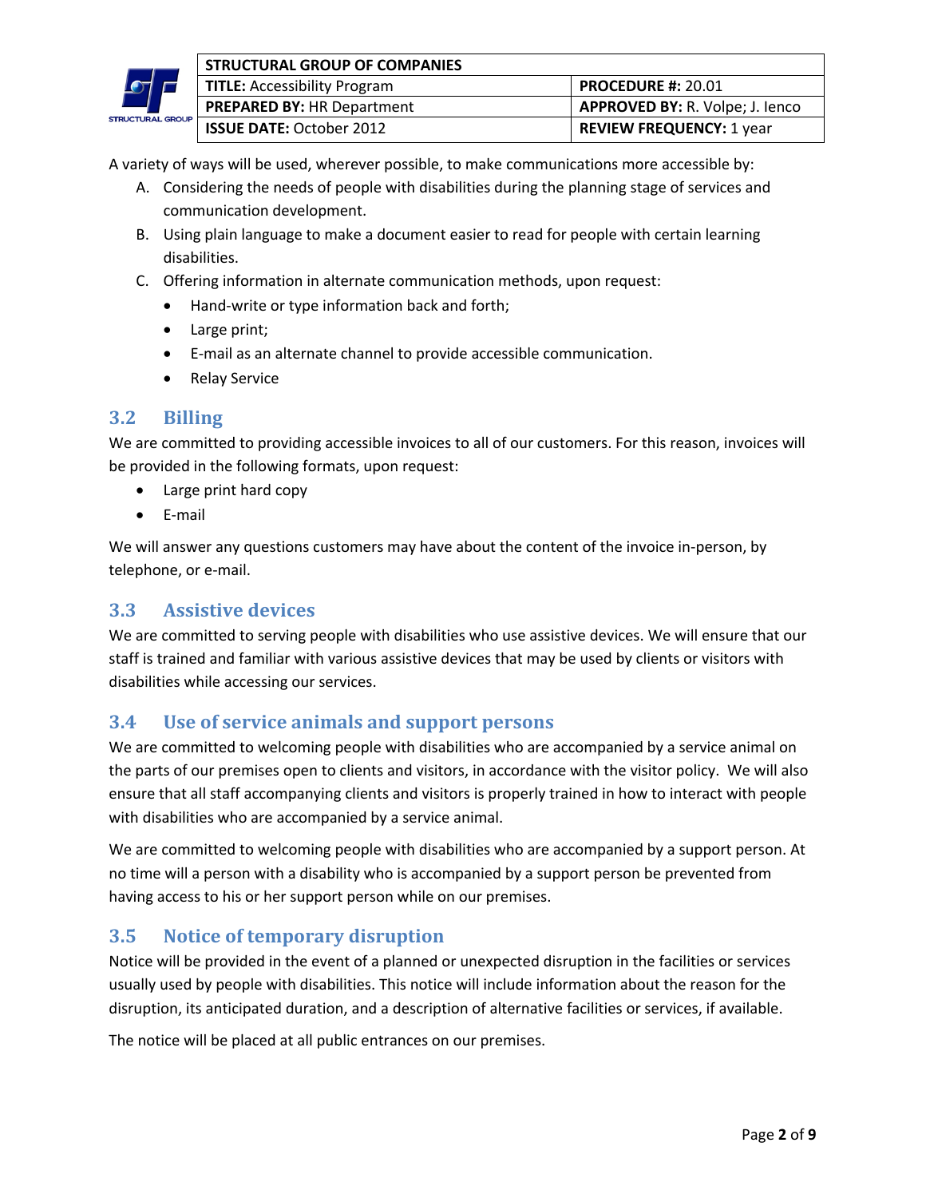A variety of ways will be used, wherever possible, to make communications more accessible by:

A. Considering the needs of people with disabilities during the planning stage of services and communication development.
B. Using plain language to make a document easier to read for people with certain learning disabilities.
C. Offering information in alternate communication methods, upon request:
   - Hand-write or type information back and forth;
   - Large print;
   - E-mail as an alternate channel to provide accessible communication.
   - Relay Service

## 3.2 Billing

We are committed to providing accessible invoices to all of our customers. For this reason, invoices will be provided in the following formats, upon request:

- Large print hard copy
- E-mail

We will answer any questions customers may have about the content of the invoice in-person, by telephone, or e-mail.

## 3.3 Assistive devices

We are committed to serving people with disabilities who use assistive devices. We will ensure that our staff is trained and familiar with various assistive devices that may be used by clients or visitors with disabilities while accessing our services.

## 3.4 Use of service animals and support persons

We are committed to welcoming people with disabilities who are accompanied by a service animal on the parts of our premises open to clients and visitors, in accordance with the visitor policy. We will also ensure that all staff accompanying clients and visitors is properly trained in how to interact with people with disabilities who are accompanied by a service animal.

We are committed to welcoming people with disabilities who are accompanied by a support person. At no time will a person with a disability who is accompanied by a support person be prevented from having access to his or her support person while on our premises.

## 3.5 Notice of temporary disruption

Notice will be provided in the event of a planned or unexpected disruption in the facilities or services usually used by people with disabilities. This notice will include information about the reason for the disruption, its anticipated duration, and a description of alternative facilities or services, if available.

The notice will be placed at all public entrances on our premises.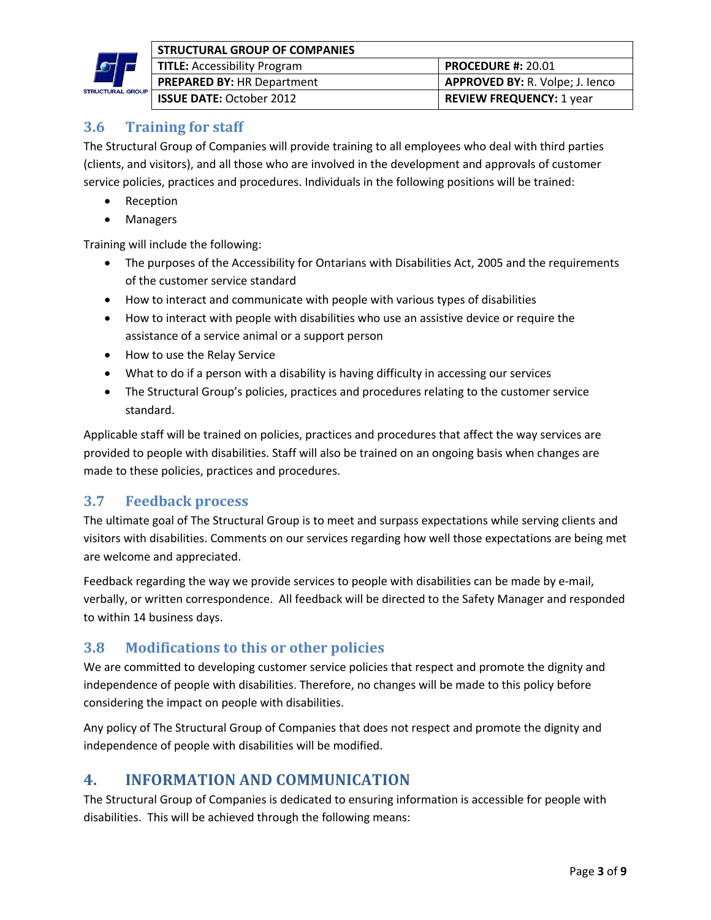## 3.6 Training for staff

The Structural Group of Companies will provide training to all employees who deal with third parties (clients, and visitors), and all those who are involved in the development and approvals of customer service policies, practices and procedures. Individuals in the following positions will be trained:

- Reception
- Managers

Training will include the following:

- The purposes of the Accessibility for Ontarians with Disabilities Act, 2005 and the requirements of the customer service standard
- How to interact and communicate with people with various types of disabilities
- How to interact with people with disabilities who use an assistive device or require the assistance of a service animal or a support person
- How to use the Relay Service
- What to do if a person with a disability is having difficulty in accessing our services
- The Structural Group's policies, practices and procedures relating to the customer service standard.

Applicable staff will be trained on policies, practices and procedures that affect the way services are provided to people with disabilities. Staff will also be trained on an ongoing basis when changes are made to these policies, practices and procedures.

## 3.7 Feedback process

The ultimate goal of The Structural Group is to meet and surpass expectations while serving clients and visitors with disabilities. Comments on our services regarding how well those expectations are being met are welcome and appreciated.

Feedback regarding the way we provide services to people with disabilities can be made by e-mail, verbally, or written correspondence. All feedback will be directed to the Safety Manager and responded to within 14 business days.

## 3.8 Modifications to this or other policies

We are committed to developing customer service policies that respect and promote the dignity and independence of people with disabilities. Therefore, no changes will be made to this policy before considering the impact on people with disabilities.

Any policy of The Structural Group of Companies that does not respect and promote the dignity and independence of people with disabilities will be modified.

# 4. INFORMATION AND COMMUNICATION

The Structural Group of Companies is dedicated to ensuring information is accessible for people with disabilities. This will be achieved through the following means: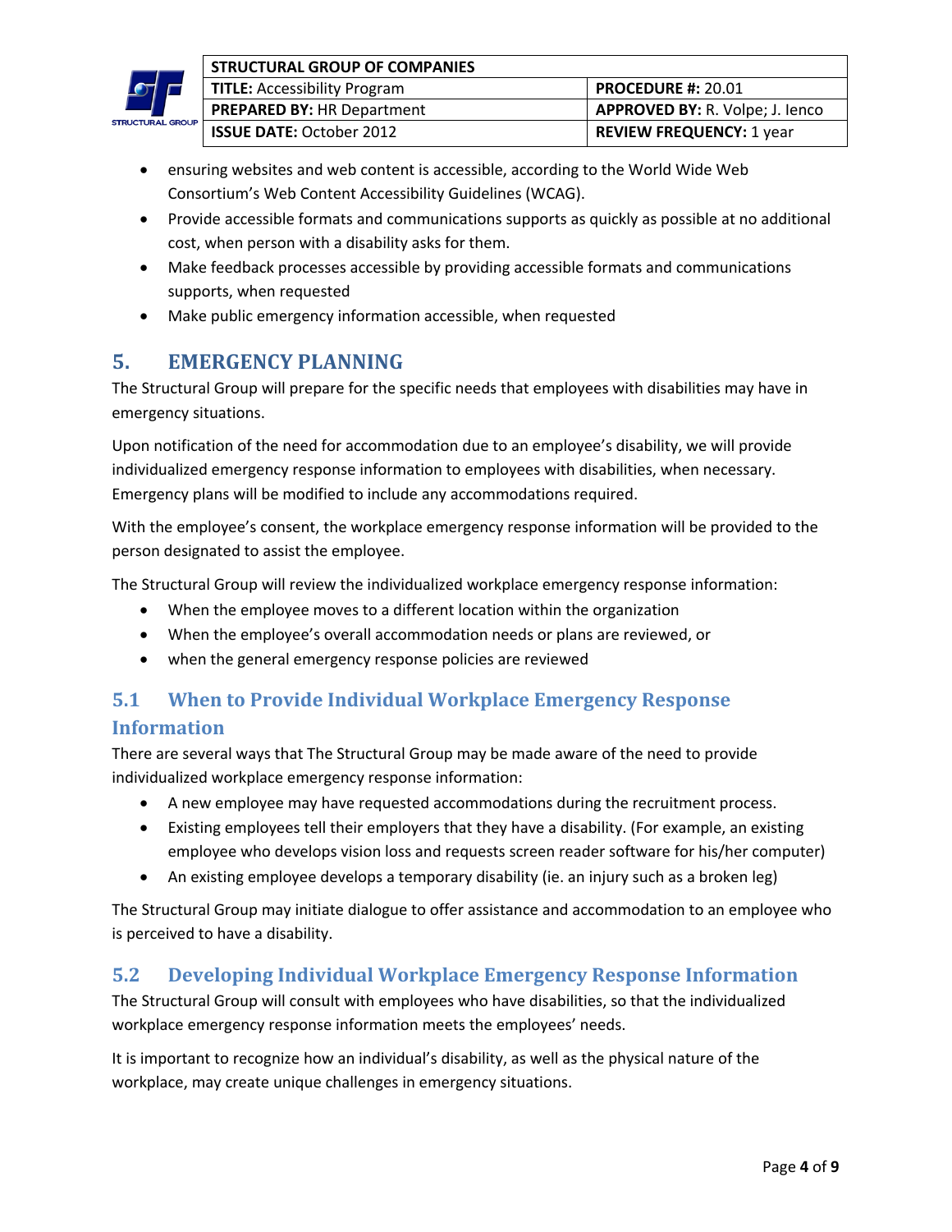- ensuring websites and web content is accessible, according to the World Wide Web Consortium's Web Content Accessibility Guidelines (WCAG).
- Provide accessible formats and communications supports as quickly as possible at no additional cost, when person with a disability asks for them.
- Make feedback processes accessible by providing accessible formats and communications supports, when requested
- Make public emergency information accessible, when requested

## 5. EMERGENCY PLANNING

The Structural Group will prepare for the specific needs that employees with disabilities may have in emergency situations.

Upon notification of the need for accommodation due to an employee's disability, we will provide individualized emergency response information to employees with disabilities, when necessary. Emergency plans will be modified to include any accommodations required.

With the employee's consent, the workplace emergency response information will be provided to the person designated to assist the employee.

The Structural Group will review the individualized workplace emergency response information:

- When the employee moves to a different location within the organization
- When the employee's overall accommodation needs or plans are reviewed, or
- when the general emergency response policies are reviewed

### 5.1 When to Provide Individual Workplace Emergency Response Information

There are several ways that The Structural Group may be made aware of the need to provide individualized workplace emergency response information:

- A new employee may have requested accommodations during the recruitment process.
- Existing employees tell their employers that they have a disability. (For example, an existing employee who develops vision loss and requests screen reader software for his/her computer)
- An existing employee develops a temporary disability (ie. an injury such as a broken leg)

The Structural Group may initiate dialogue to offer assistance and accommodation to an employee who is perceived to have a disability.

### 5.2 Developing Individual Workplace Emergency Response Information

The Structural Group will consult with employees who have disabilities, so that the individualized workplace emergency response information meets the employees' needs.

It is important to recognize how an individual's disability, as well as the physical nature of the workplace, may create unique challenges in emergency situations.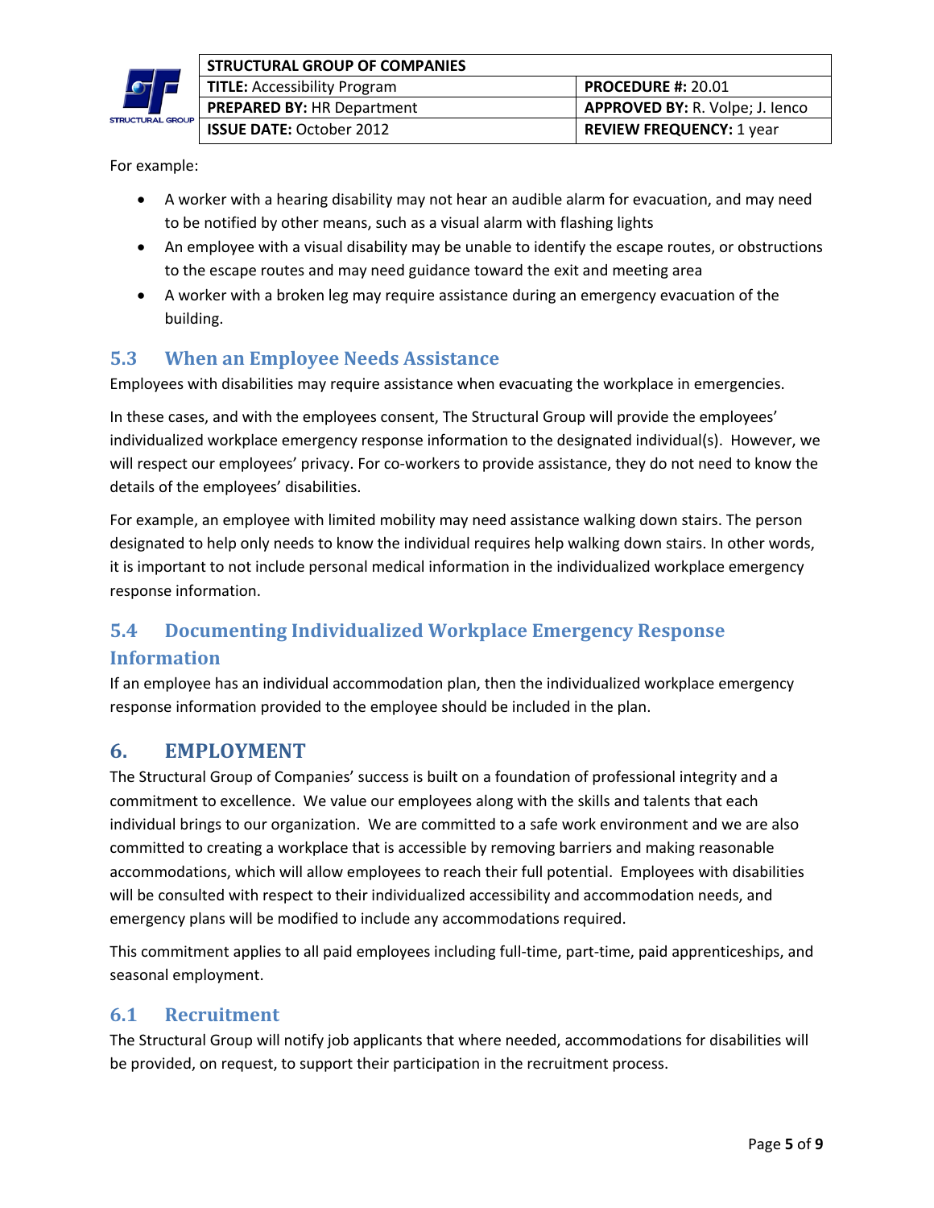For example:

- A worker with a hearing disability may not hear an audible alarm for evacuation, and may need to be notified by other means, such as a visual alarm with flashing lights
- An employee with a visual disability may be unable to identify the escape routes, or obstructions to the escape routes and may need guidance toward the exit and meeting area
- A worker with a broken leg may require assistance during an emergency evacuation of the building.

### 5.3 When an Employee Needs Assistance

Employees with disabilities may require assistance when evacuating the workplace in emergencies.

In these cases, and with the employees consent, The Structural Group will provide the employees' individualized workplace emergency response information to the designated individual(s). However, we will respect our employees' privacy. For co-workers to provide assistance, they do not need to know the details of the employees' disabilities.

For example, an employee with limited mobility may need assistance walking down stairs. The person designated to help only needs to know the individual requires help walking down stairs. In other words, it is important to not include personal medical information in the individualized workplace emergency response information.

### 5.4 Documenting Individualized Workplace Emergency Response Information

If an employee has an individual accommodation plan, then the individualized workplace emergency response information provided to the employee should be included in the plan.

## 6. EMPLOYMENT

The Structural Group of Companies' success is built on a foundation of professional integrity and a commitment to excellence. We value our employees along with the skills and talents that each individual brings to our organization. We are committed to a safe work environment and we are also committed to creating a workplace that is accessible by removing barriers and making reasonable accommodations, which will allow employees to reach their full potential. Employees with disabilities will be consulted with respect to their individualized accessibility and accommodation needs, and emergency plans will be modified to include any accommodations required.

This commitment applies to all paid employees including full-time, part-time, paid apprenticeships, and seasonal employment.

### 6.1 Recruitment

The Structural Group will notify job applicants that where needed, accommodations for disabilities will be provided, on request, to support their participation in the recruitment process.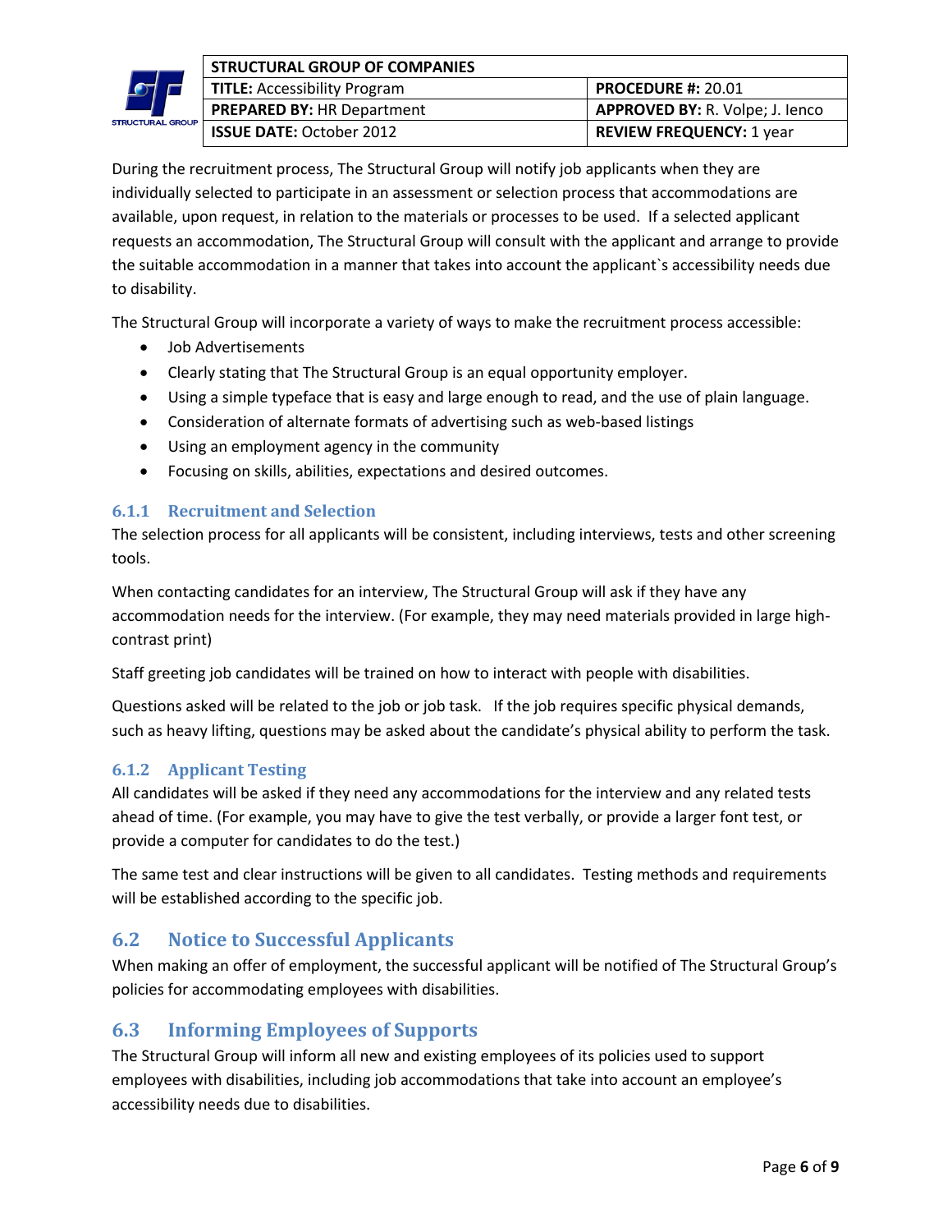During the recruitment process, The Structural Group will notify job applicants when they are individually selected to participate in an assessment or selection process that accommodations are available, upon request, in relation to the materials or processes to be used. If a selected applicant requests an accommodation, The Structural Group will consult with the applicant and arrange to provide the suitable accommodation in a manner that takes into account the applicant`s accessibility needs due to disability.

The Structural Group will incorporate a variety of ways to make the recruitment process accessible:

- Job Advertisements
- Clearly stating that The Structural Group is an equal opportunity employer.
- Using a simple typeface that is easy and large enough to read, and the use of plain language.
- Consideration of alternate formats of advertising such as web-based listings
- Using an employment agency in the community
- Focusing on skills, abilities, expectations and desired outcomes.

### 6.1.1 Recruitment and Selection

The selection process for all applicants will be consistent, including interviews, tests and other screening tools.

When contacting candidates for an interview, The Structural Group will ask if they have any accommodation needs for the interview. (For example, they may need materials provided in large high-contrast print)

Staff greeting job candidates will be trained on how to interact with people with disabilities.

Questions asked will be related to the job or job task. If the job requires specific physical demands, such as heavy lifting, questions may be asked about the candidate's physical ability to perform the task.

### 6.1.2 Applicant Testing

All candidates will be asked if they need any accommodations for the interview and any related tests ahead of time. (For example, you may have to give the test verbally, or provide a larger font test, or provide a computer for candidates to do the test.)

The same test and clear instructions will be given to all candidates. Testing methods and requirements will be established according to the specific job.

## 6.2 Notice to Successful Applicants

When making an offer of employment, the successful applicant will be notified of The Structural Group's policies for accommodating employees with disabilities.

## 6.3 Informing Employees of Supports

The Structural Group will inform all new and existing employees of its policies used to support employees with disabilities, including job accommodations that take into account an employee's accessibility needs due to disabilities.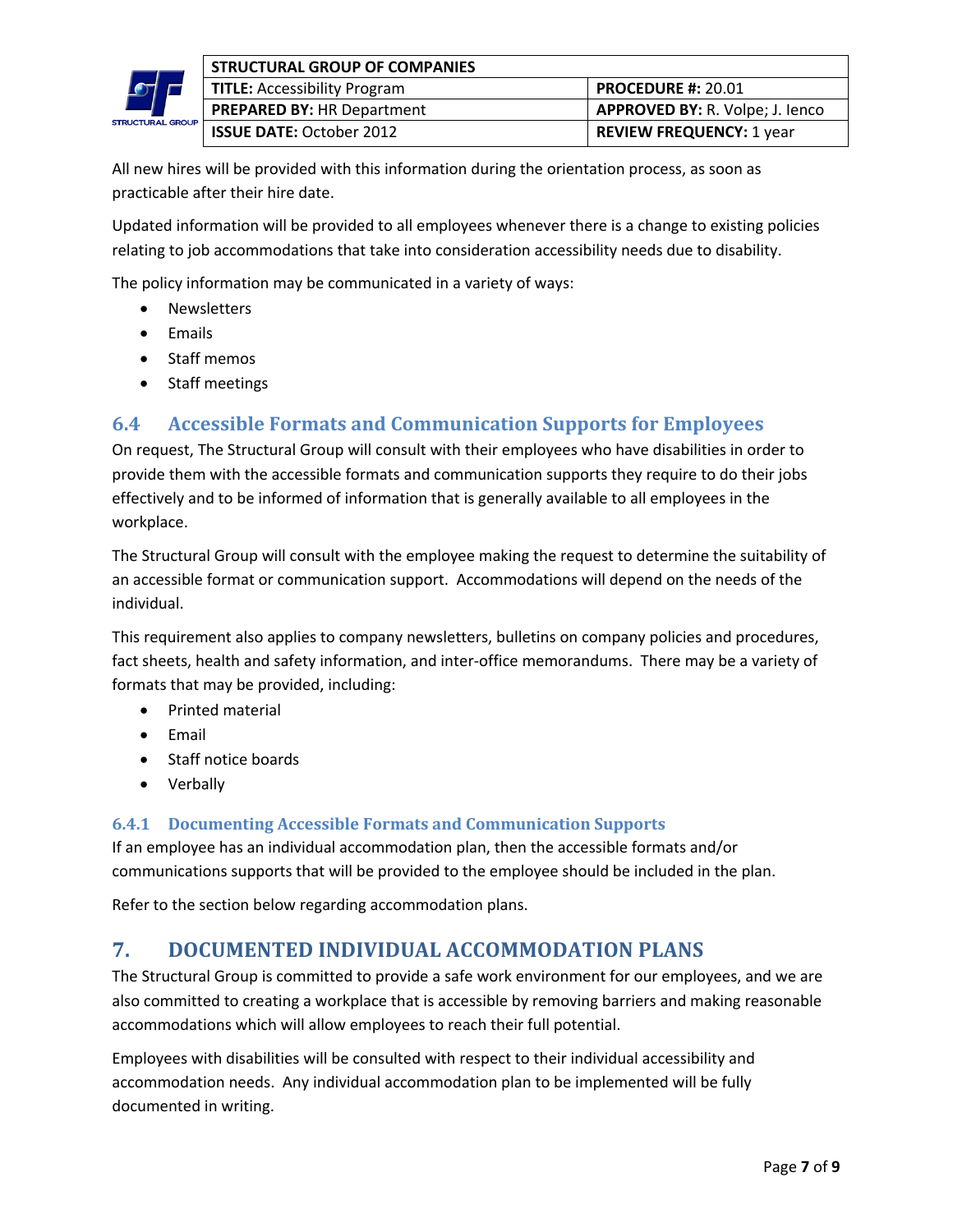All new hires will be provided with this information during the orientation process, as soon as practicable after their hire date.

Updated information will be provided to all employees whenever there is a change to existing policies relating to job accommodations that take into consideration accessibility needs due to disability.

The policy information may be communicated in a variety of ways:

- Newsletters
- Emails
- Staff memos
- Staff meetings

## 6.4 Accessible Formats and Communication Supports for Employees

On request, The Structural Group will consult with their employees who have disabilities in order to provide them with the accessible formats and communication supports they require to do their jobs effectively and to be informed of information that is generally available to all employees in the workplace.

The Structural Group will consult with the employee making the request to determine the suitability of an accessible format or communication support. Accommodations will depend on the needs of the individual.

This requirement also applies to company newsletters, bulletins on company policies and procedures, fact sheets, health and safety information, and inter-office memorandums. There may be a variety of formats that may be provided, including:

- Printed material
- Email
- Staff notice boards
- Verbally

### 6.4.1 Documenting Accessible Formats and Communication Supports

If an employee has an individual accommodation plan, then the accessible formats and/or communications supports that will be provided to the employee should be included in the plan.

Refer to the section below regarding accommodation plans.

# 7. DOCUMENTED INDIVIDUAL ACCOMMODATION PLANS

The Structural Group is committed to provide a safe work environment for our employees, and we are also committed to creating a workplace that is accessible by removing barriers and making reasonable accommodations which will allow employees to reach their full potential.

Employees with disabilities will be consulted with respect to their individual accessibility and accommodation needs. Any individual accommodation plan to be implemented will be fully documented in writing.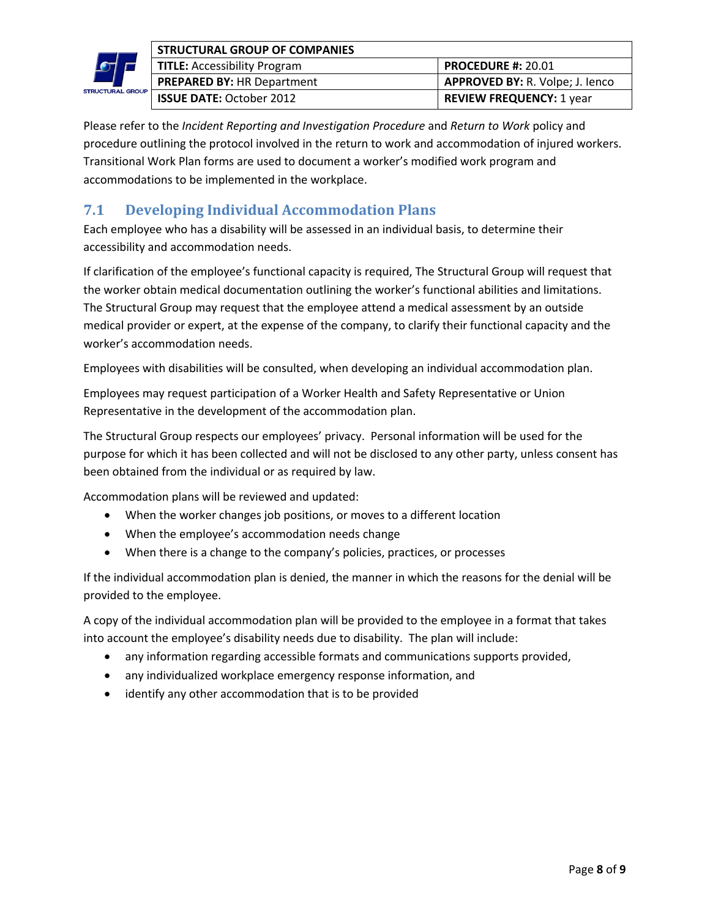Please refer to the *Incident Reporting and Investigation Procedure* and *Return to Work* policy and procedure outlining the protocol involved in the return to work and accommodation of injured workers. Transitional Work Plan forms are used to document a worker's modified work program and accommodations to be implemented in the workplace.

## 7.1 Developing Individual Accommodation Plans

Each employee who has a disability will be assessed in an individual basis, to determine their accessibility and accommodation needs.

If clarification of the employee's functional capacity is required, The Structural Group will request that the worker obtain medical documentation outlining the worker's functional abilities and limitations. The Structural Group may request that the employee attend a medical assessment by an outside medical provider or expert, at the expense of the company, to clarify their functional capacity and the worker's accommodation needs.

Employees with disabilities will be consulted, when developing an individual accommodation plan.

Employees may request participation of a Worker Health and Safety Representative or Union Representative in the development of the accommodation plan.

The Structural Group respects our employees' privacy. Personal information will be used for the purpose for which it has been collected and will not be disclosed to any other party, unless consent has been obtained from the individual or as required by law.

Accommodation plans will be reviewed and updated:

- When the worker changes job positions, or moves to a different location
- When the employee's accommodation needs change
- When there is a change to the company's policies, practices, or processes

If the individual accommodation plan is denied, the manner in which the reasons for the denial will be provided to the employee.

A copy of the individual accommodation plan will be provided to the employee in a format that takes into account the employee's disability needs due to disability. The plan will include:

- any information regarding accessible formats and communications supports provided,
- any individualized workplace emergency response information, and
- identify any other accommodation that is to be provided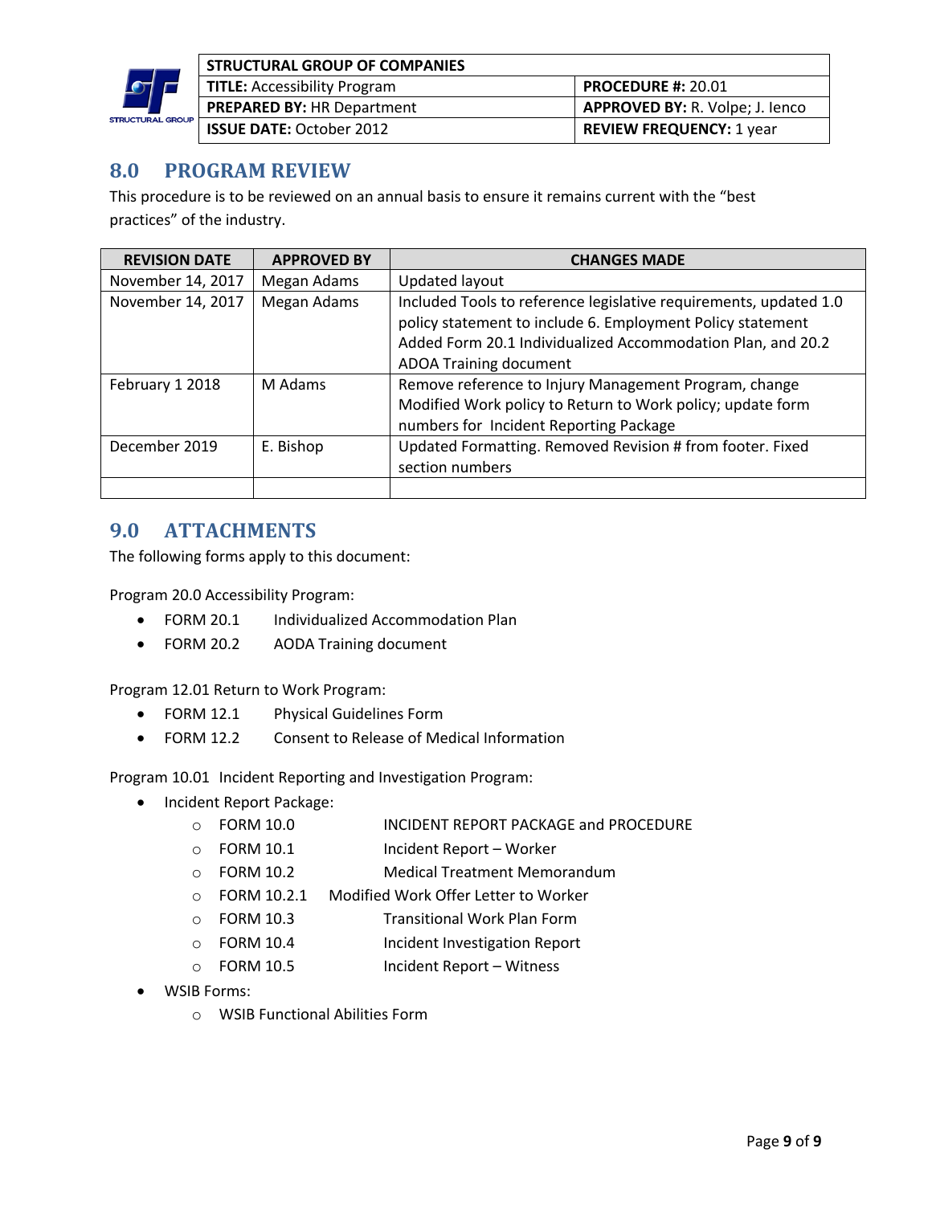## 8.0 PROGRAM REVIEW

This procedure is to be reviewed on an annual basis to ensure it remains current with the "best practices" of the industry.

| REVISION DATE | APPROVED BY | CHANGES MADE |
|---|---|---|
| November 14, 2017 | Megan Adams | Updated layout |
| November 14, 2017 | Megan Adams | Included Tools to reference legislative requirements, updated 1.0 policy statement to include 6. Employment Policy statement Added Form 20.1 Individualized Accommodation Plan, and 20.2 ADOA Training document |
| February 1 2018 | M Adams | Remove reference to Injury Management Program, change Modified Work policy to Return to Work policy; update form numbers for Incident Reporting Package |
| December 2019 | E. Bishop | Updated Formatting. Removed Revision # from footer. Fixed section numbers |
| | | |

## 9.0 ATTACHMENTS

The following forms apply to this document:

Program 20.0 Accessibility Program:

- FORM 20.1 Individualized Accommodation Plan
- FORM 20.2 AODA Training document

Program 12.01 Return to Work Program:

- FORM 12.1 Physical Guidelines Form
- FORM 12.2 Consent to Release of Medical Information

Program 10.01 Incident Reporting and Investigation Program:

- Incident Report Package:
  - FORM 10.0 INCIDENT REPORT PACKAGE and PROCEDURE
  - FORM 10.1 Incident Report – Worker
  - FORM 10.2 Medical Treatment Memorandum
  - FORM 10.2.1 Modified Work Offer Letter to Worker
  - FORM 10.3 Transitional Work Plan Form
  - FORM 10.4 Incident Investigation Report
  - FORM 10.5 Incident Report – Witness
- WSIB Forms:
  - WSIB Functional Abilities Form